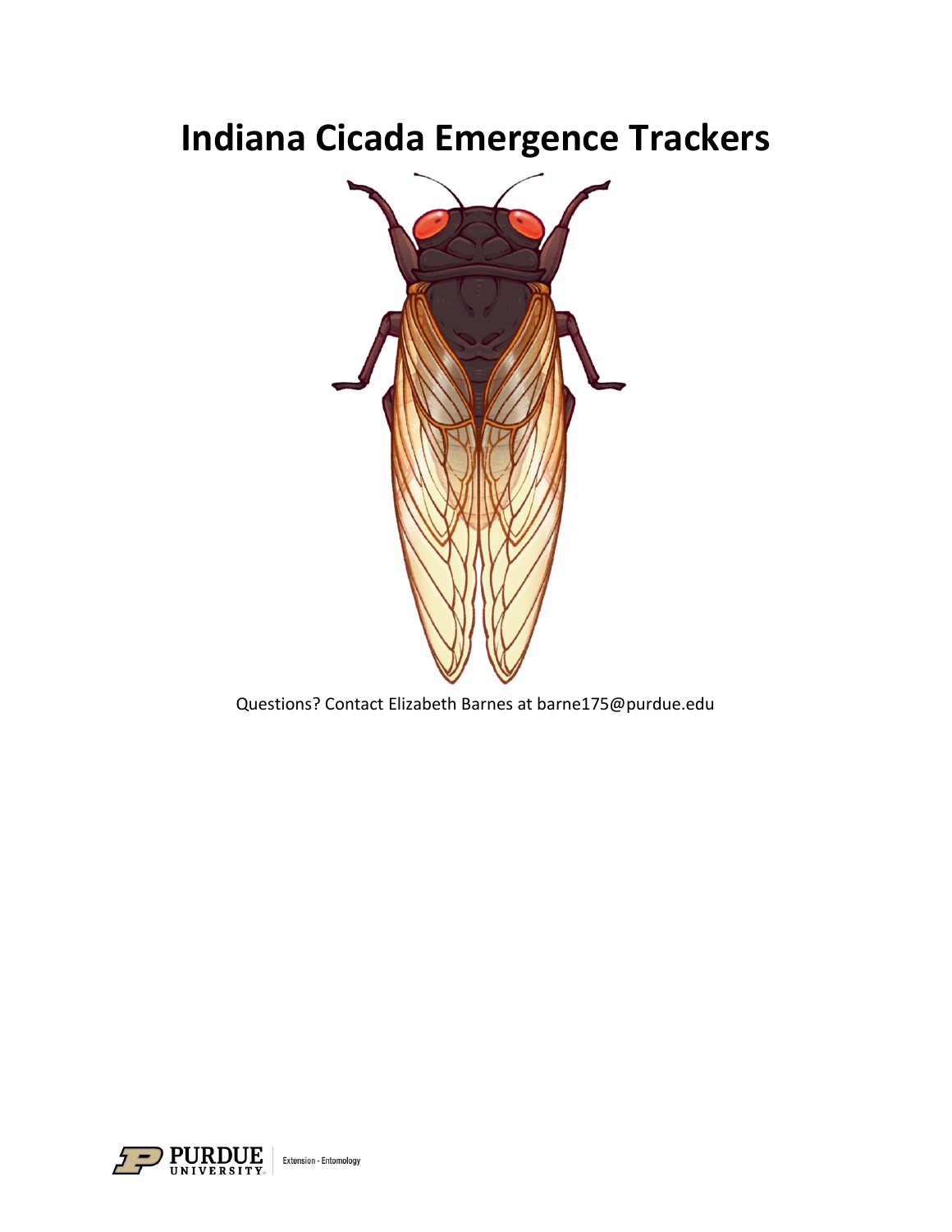# Indiana Cicada Emergence Trackers

Questions? Contact Elizabeth Barnes at barne175@purdue.edu

PURDUE UNIVERSITY | Extension - Entomology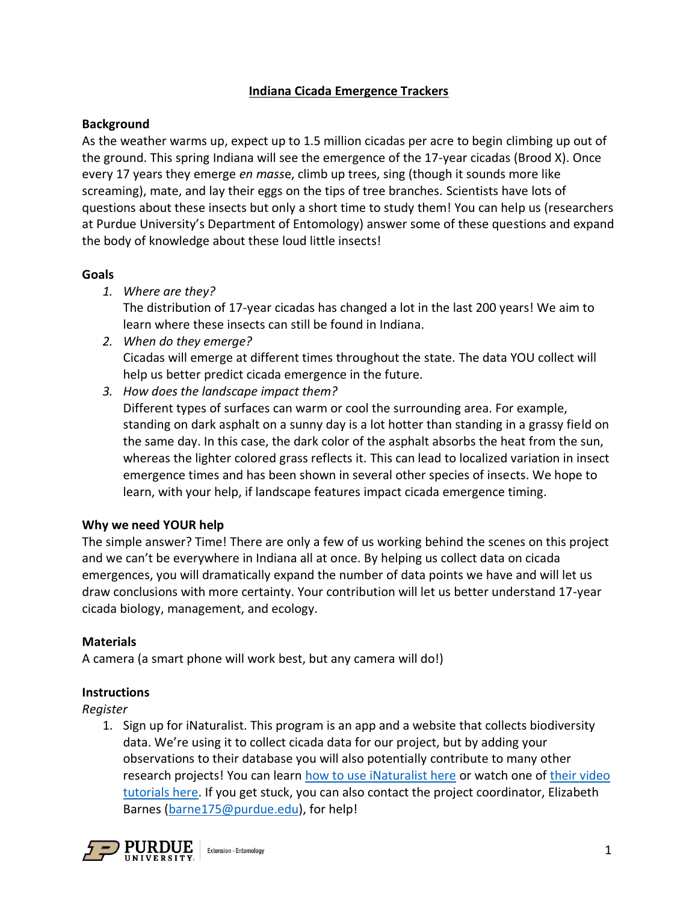## Indiana Cicada Emergence Trackers

### Background

As the weather warms up, expect up to 1.5 million cicadas per acre to begin climbing up out of the ground. This spring Indiana will see the emergence of the 17-year cicadas (Brood X). Once every 17 years they emerge *en masse*, climb up trees, sing (though it sounds more like screaming), mate, and lay their eggs on the tips of tree branches. Scientists have lots of questions about these insects but only a short time to study them! You can help us (researchers at Purdue University's Department of Entomology) answer some of these questions and expand the body of knowledge about these loud little insects!

### Goals

1. *Where are they?*
   The distribution of 17-year cicadas has changed a lot in the last 200 years! We aim to learn where these insects can still be found in Indiana.
2. *When do they emerge?*
   Cicadas will emerge at different times throughout the state. The data YOU collect will help us better predict cicada emergence in the future.
3. *How does the landscape impact them?*
   Different types of surfaces can warm or cool the surrounding area. For example, standing on dark asphalt on a sunny day is a lot hotter than standing in a grassy field on the same day. In this case, the dark color of the asphalt absorbs the heat from the sun, whereas the lighter colored grass reflects it. This can lead to localized variation in insect emergence times and has been shown in several other species of insects. We hope to learn, with your help, if landscape features impact cicada emergence timing.

### Why we need YOUR help

The simple answer? Time! There are only a few of us working behind the scenes on this project and we can't be everywhere in Indiana all at once. By helping us collect data on cicada emergences, you will dramatically expand the number of data points we have and will let us draw conclusions with more certainty. Your contribution will let us better understand 17-year cicada biology, management, and ecology.

### Materials

A camera (a smart phone will work best, but any camera will do!)

### Instructions

*Register*

1. Sign up for iNaturalist. This program is an app and a website that collects biodiversity data. We're using it to collect cicada data for our project, but by adding your observations to their database you will also potentially contribute to many other research projects! You can learn how to use iNaturalist here or watch one of their video tutorials here. If you get stuck, you can also contact the project coordinator, Elizabeth Barnes (barne175@purdue.edu), for help!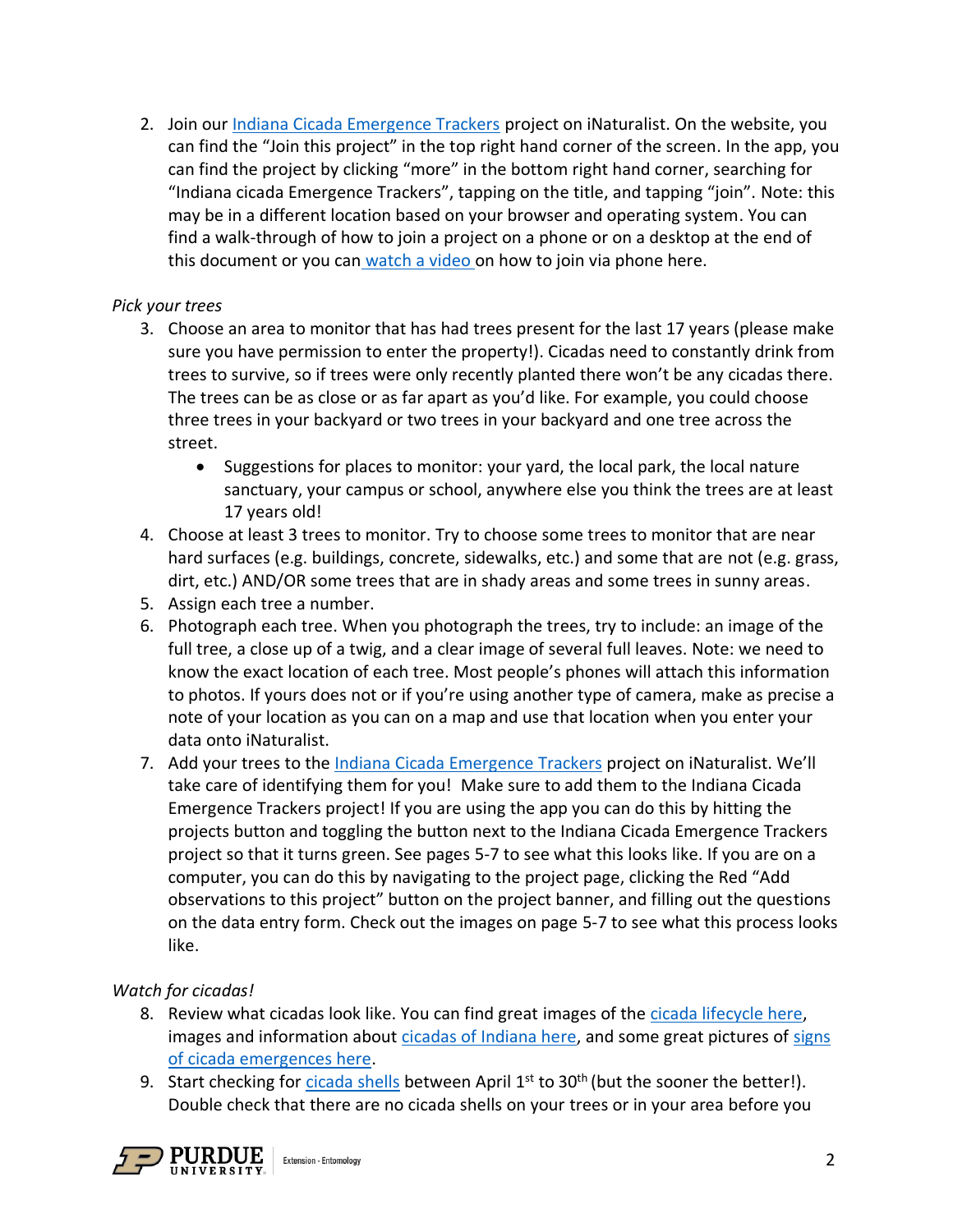2. Join our Indiana Cicada Emergence Trackers project on iNaturalist. On the website, you can find the "Join this project" in the top right hand corner of the screen. In the app, you can find the project by clicking "more" in the bottom right hand corner, searching for "Indiana cicada Emergence Trackers", tapping on the title, and tapping "join". Note: this may be in a different location based on your browser and operating system. You can find a walk-through of how to join a project on a phone or on a desktop at the end of this document or you can watch a video on how to join via phone here.

*Pick your trees*

3. Choose an area to monitor that has had trees present for the last 17 years (please make sure you have permission to enter the property!). Cicadas need to constantly drink from trees to survive, so if trees were only recently planted there won't be any cicadas there. The trees can be as close or as far apart as you'd like. For example, you could choose three trees in your backyard or two trees in your backyard and one tree across the street.
   - Suggestions for places to monitor: your yard, the local park, the local nature sanctuary, your campus or school, anywhere else you think the trees are at least 17 years old!
4. Choose at least 3 trees to monitor. Try to choose some trees to monitor that are near hard surfaces (e.g. buildings, concrete, sidewalks, etc.) and some that are not (e.g. grass, dirt, etc.) AND/OR some trees that are in shady areas and some trees in sunny areas.
5. Assign each tree a number.
6. Photograph each tree. When you photograph the trees, try to include: an image of the full tree, a close up of a twig, and a clear image of several full leaves. Note: we need to know the exact location of each tree. Most people's phones will attach this information to photos. If yours does not or if you're using another type of camera, make as precise a note of your location as you can on a map and use that location when you enter your data onto iNaturalist.
7. Add your trees to the Indiana Cicada Emergence Trackers project on iNaturalist. We'll take care of identifying them for you! Make sure to add them to the Indiana Cicada Emergence Trackers project! If you are using the app you can do this by hitting the projects button and toggling the button next to the Indiana Cicada Emergence Trackers project so that it turns green. See pages 5-7 to see what this looks like. If you are on a computer, you can do this by navigating to the project page, clicking the Red "Add observations to this project" button on the project banner, and filling out the questions on the data entry form. Check out the images on page 5-7 to see what this process looks like.

*Watch for cicadas!*

8. Review what cicadas look like. You can find great images of the cicada lifecycle here, images and information about cicadas of Indiana here, and some great pictures of signs of cicada emergences here.
9. Start checking for cicada shells between April 1st to 30th (but the sooner the better!). Double check that there are no cicada shells on your trees or in your area before you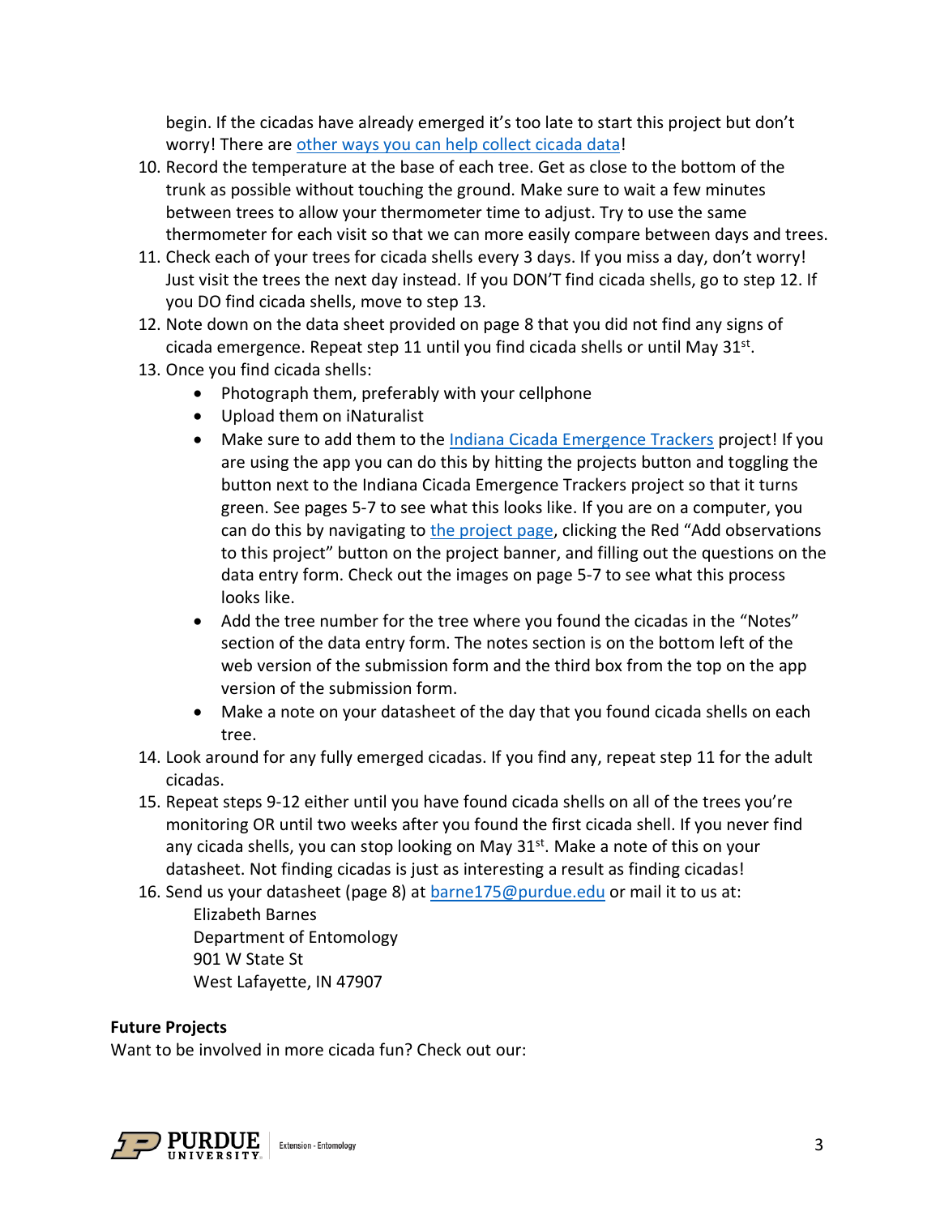begin. If the cicadas have already emerged it's too late to start this project but don't worry! There are [other ways you can help collect cicada data](#)!

10. Record the temperature at the base of each tree. Get as close to the bottom of the trunk as possible without touching the ground. Make sure to wait a few minutes between trees to allow your thermometer time to adjust. Try to use the same thermometer for each visit so that we can more easily compare between days and trees.
11. Check each of your trees for cicada shells every 3 days. If you miss a day, don't worry! Just visit the trees the next day instead. If you DON'T find cicada shells, go to step 12. If you DO find cicada shells, move to step 13.
12. Note down on the data sheet provided on page 8 that you did not find any signs of cicada emergence. Repeat step 11 until you find cicada shells or until May 31st.
13. Once you find cicada shells:
    - Photograph them, preferably with your cellphone
    - Upload them on iNaturalist
    - Make sure to add them to the [Indiana Cicada Emergence Trackers](#) project! If you are using the app you can do this by hitting the projects button and toggling the button next to the Indiana Cicada Emergence Trackers project so that it turns green. See pages 5-7 to see what this looks like. If you are on a computer, you can do this by navigating to [the project page](#), clicking the Red "Add observations to this project" button on the project banner, and filling out the questions on the data entry form. Check out the images on page 5-7 to see what this process looks like.
    - Add the tree number for the tree where you found the cicadas in the "Notes" section of the data entry form. The notes section is on the bottom left of the web version of the submission form and the third box from the top on the app version of the submission form.
    - Make a note on your datasheet of the day that you found cicada shells on each tree.
14. Look around for any fully emerged cicadas. If you find any, repeat step 11 for the adult cicadas.
15. Repeat steps 9-12 either until you have found cicada shells on all of the trees you're monitoring OR until two weeks after you found the first cicada shell. If you never find any cicada shells, you can stop looking on May 31st. Make a note of this on your datasheet. Not finding cicadas is just as interesting a result as finding cicadas!
16. Send us your datasheet (page 8) at barne175@purdue.edu or mail it to us at:

    Elizabeth Barnes
    Department of Entomology
    901 W State St
    West Lafayette, IN 47907

**Future Projects**

Want to be involved in more cicada fun? Check out our: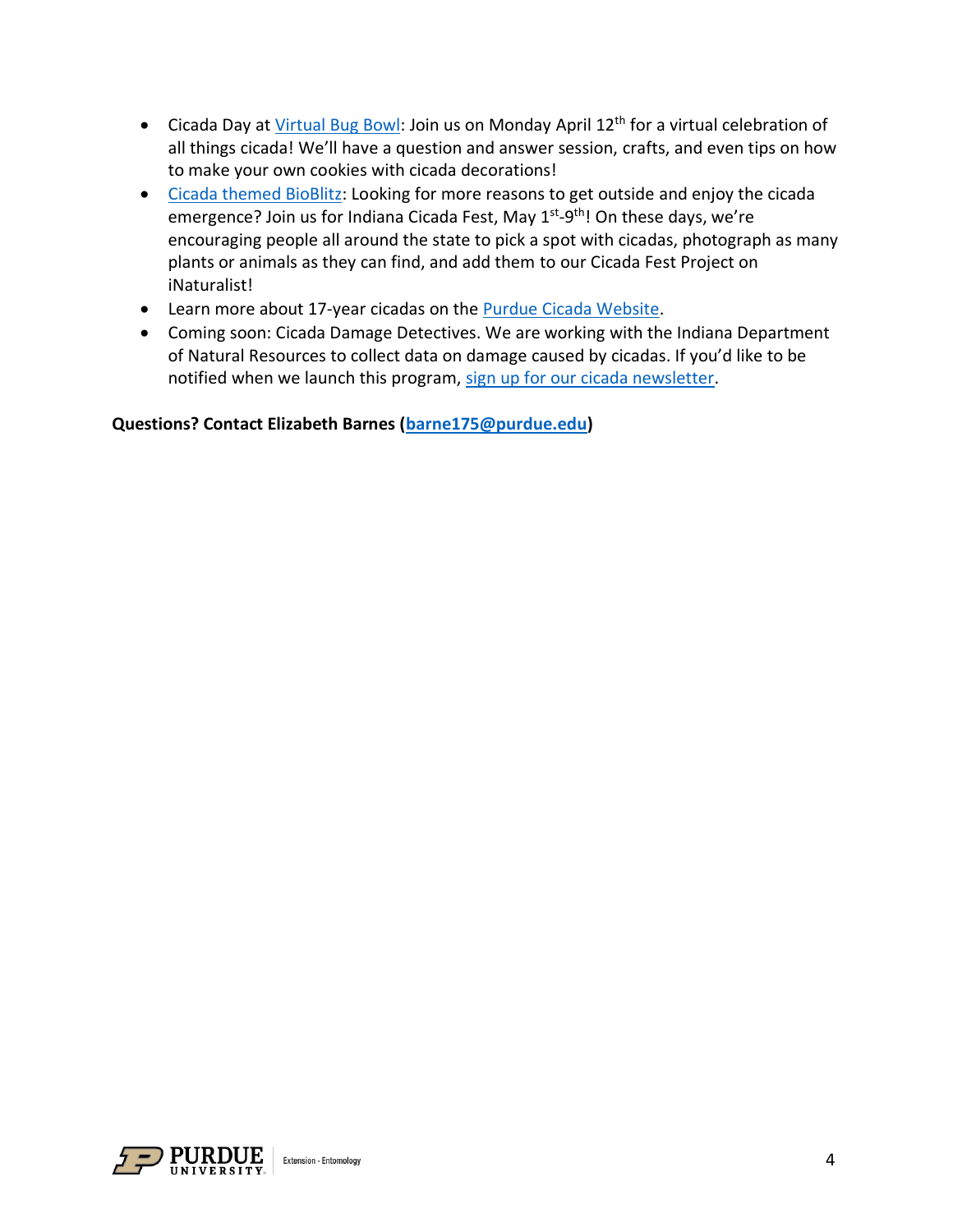- Cicada Day at Virtual Bug Bowl: Join us on Monday April 12th for a virtual celebration of all things cicada! We'll have a question and answer session, crafts, and even tips on how to make your own cookies with cicada decorations!
- Cicada themed BioBlitz: Looking for more reasons to get outside and enjoy the cicada emergence? Join us for Indiana Cicada Fest, May 1st-9th! On these days, we're encouraging people all around the state to pick a spot with cicadas, photograph as many plants or animals as they can find, and add them to our Cicada Fest Project on iNaturalist!
- Learn more about 17-year cicadas on the Purdue Cicada Website.
- Coming soon: Cicada Damage Detectives. We are working with the Indiana Department of Natural Resources to collect data on damage caused by cicadas. If you'd like to be notified when we launch this program, sign up for our cicada newsletter.

**Questions? Contact Elizabeth Barnes (barne175@purdue.edu)**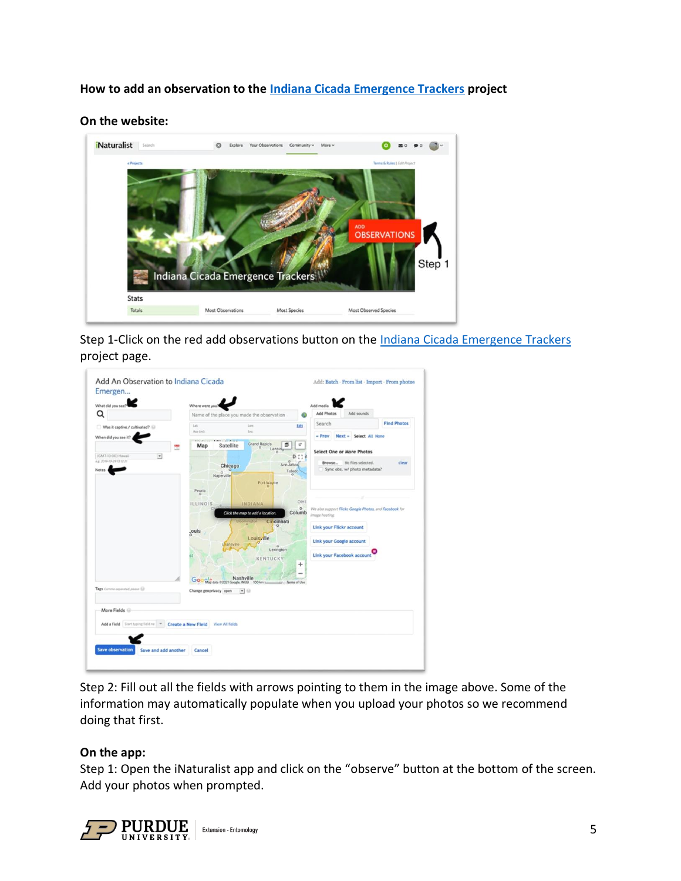**How to add an observation to the Indiana Cicada Emergence Trackers project**

**On the website:**

Step 1-Click on the red add observations button on the Indiana Cicada Emergence Trackers project page.

Step 2: Fill out all the fields with arrows pointing to them in the image above. Some of the information may automatically populate when you upload your photos so we recommend doing that first.

**On the app:**

Step 1: Open the iNaturalist app and click on the "observe" button at the bottom of the screen. Add your photos when prompted.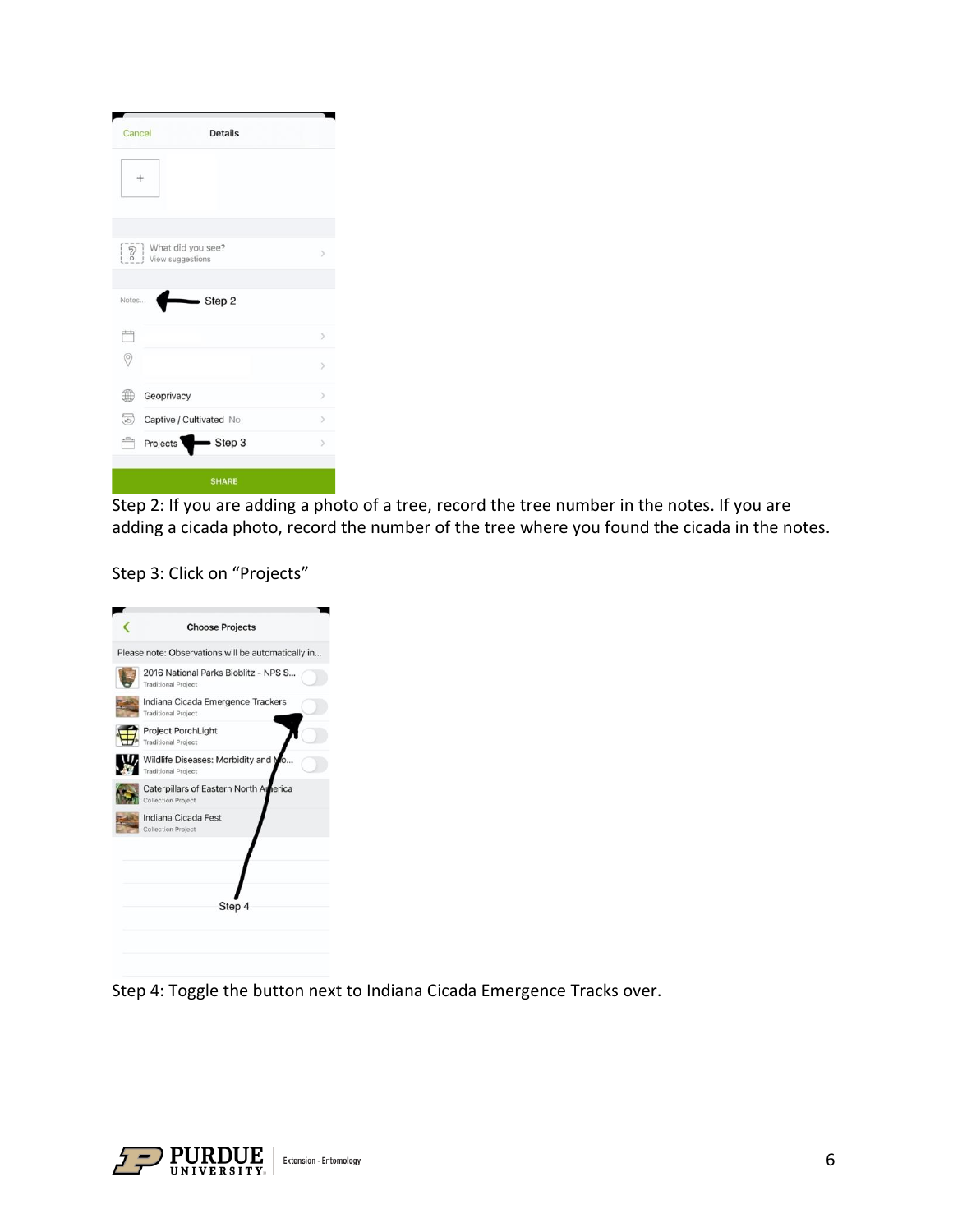Step 2: If you are adding a photo of a tree, record the tree number in the notes. If you are adding a cicada photo, record the number of the tree where you found the cicada in the notes.

Step 3: Click on "Projects"

Step 4: Toggle the button next to Indiana Cicada Emergence Tracks over.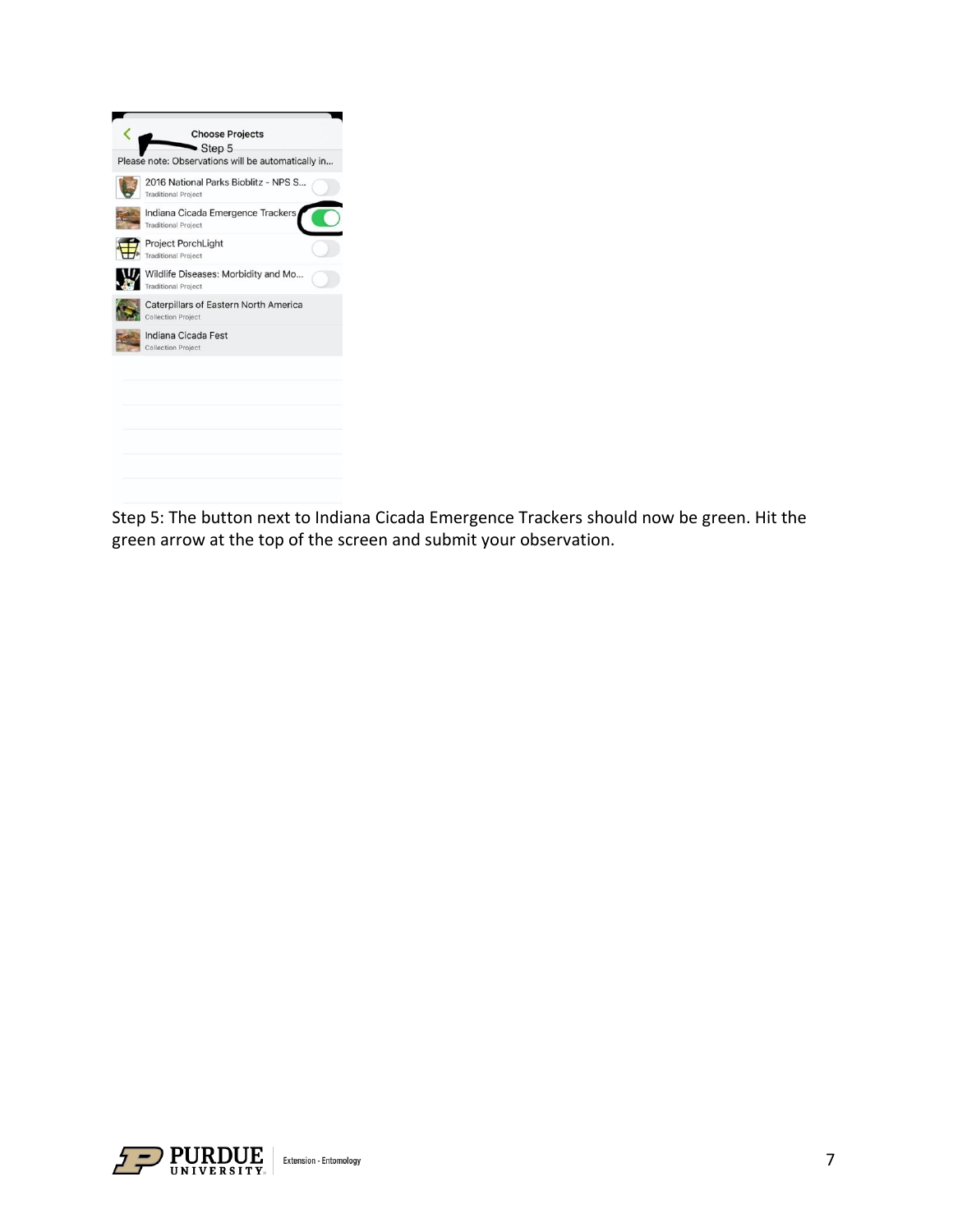Step 5: The button next to Indiana Cicada Emergence Trackers should now be green. Hit the green arrow at the top of the screen and submit your observation.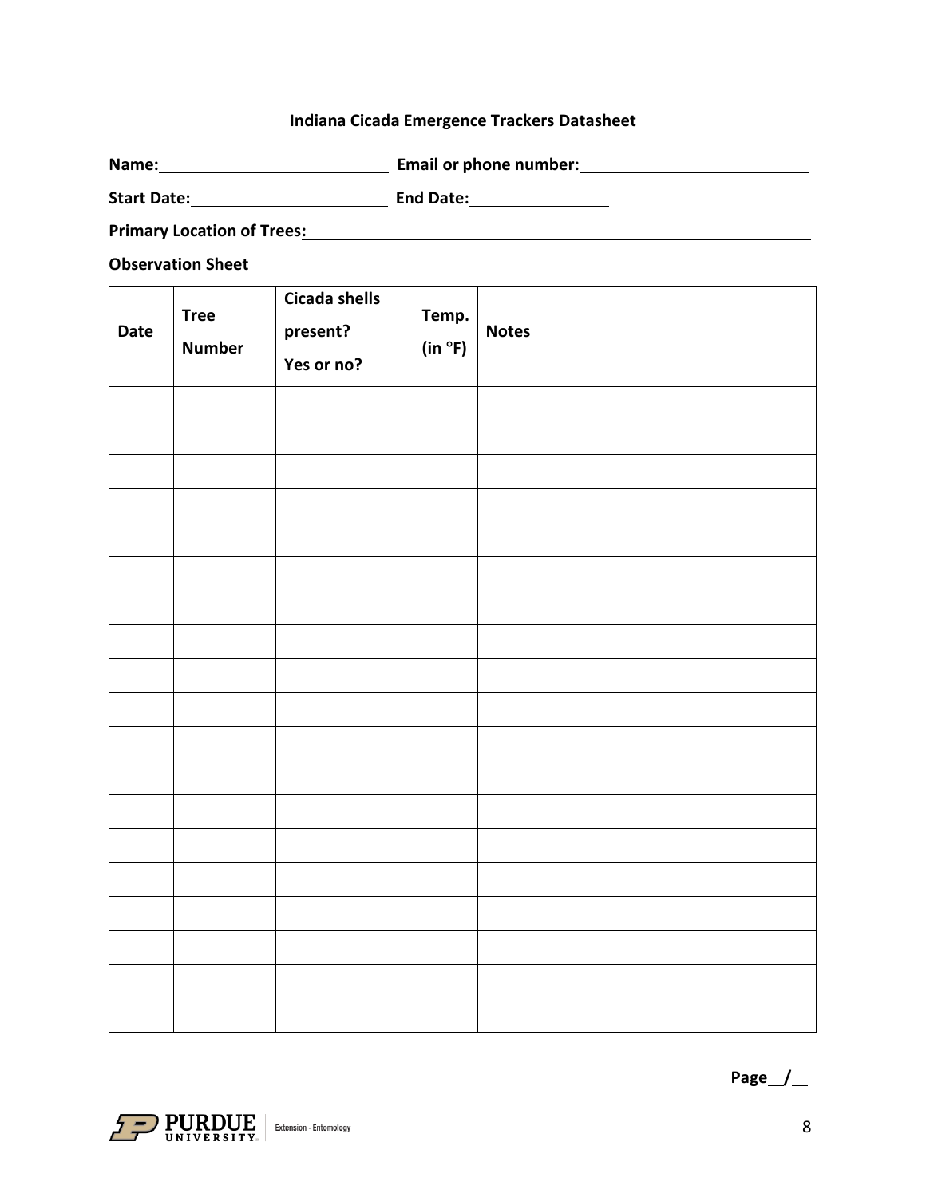# Indiana Cicada Emergence Trackers Datasheet

**Name:**\_\_\_\_\_\_\_\_\_\_\_\_\_\_\_\_\_\_\_\_\_\_\_\_ **Email or phone number:**\_\_\_\_\_\_\_\_\_\_\_\_\_\_\_\_\_\_\_\_\_\_\_\_

**Start Date:**\_\_\_\_\_\_\_\_\_\_\_\_\_\_\_\_\_\_\_\_ **End Date:**\_\_\_\_\_\_\_\_\_\_\_\_\_\_

**Primary Location of Trees:**\_\_\_\_\_\_\_\_\_\_\_\_\_\_\_\_\_\_\_\_\_\_\_\_\_\_\_\_\_\_\_\_\_\_\_\_\_\_\_\_\_\_\_\_\_\_\_\_\_\_

**Observation Sheet**

| Date | Tree Number | Cicada shells present? Yes or no? | Temp. (in °F) | Notes |
|---|---|---|---|---|
| | | | | |
| | | | | |
| | | | | |
| | | | | |
| | | | | |
| | | | | |
| | | | | |
| | | | | |
| | | | | |
| | | | | |
| | | | | |
| | | | | |
| | | | | |
| | | | | |
| | | | | |
| | | | | |
| | | | | |
| | | | | |
| | | | | |

**Page\_\_/\_\_**